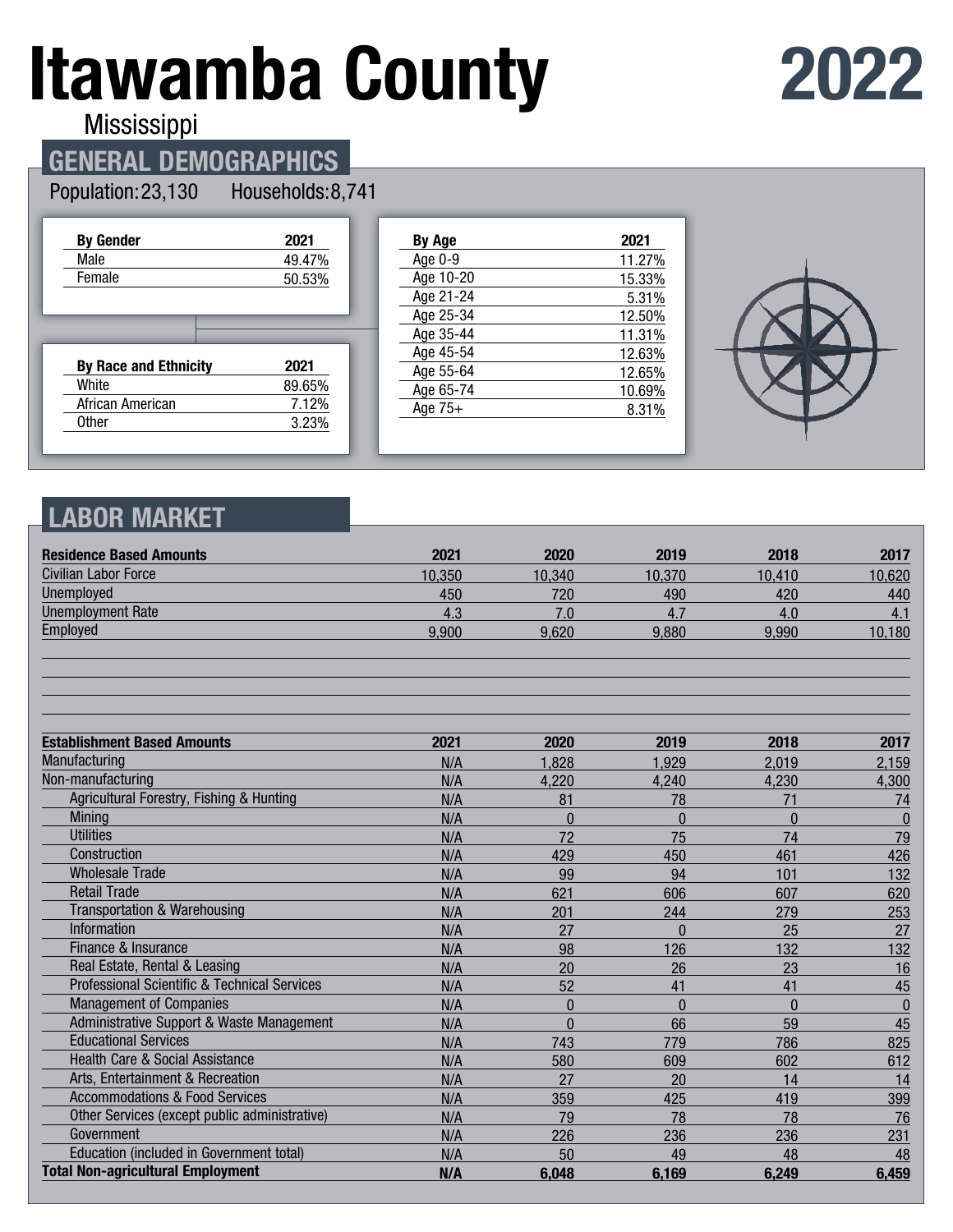# Itawamba County 2022

Mississippi

## GENERAL DEMOGRAPHICS

Population: 23,130 Households: 8,741

| By Gender | 2021 |
|---|---|
| Male | 49.47% |
| Female | 50.53% |

| By Race and Ethnicity | 2021 |
|---|---|
| White | 89.65% |
| African American | 7.12% |
| Other | 3.23% |

| By Age | 2021 |
|---|---|
| Age 0-9 | 11.27% |
| Age 10-20 | 15.33% |
| Age 21-24 | 5.31% |
| Age 25-34 | 12.50% |
| Age 35-44 | 11.31% |
| Age 45-54 | 12.63% |
| Age 55-64 | 12.65% |
| Age 65-74 | 10.69% |
| Age 75+ | 8.31% |

## LABOR MARKET

| Residence Based Amounts | 2021 | 2020 | 2019 | 2018 | 2017 |
|---|---|---|---|---|---|
| Civilian Labor Force | 10,350 | 10,340 | 10,370 | 10,410 | 10,620 |
| Unemployed | 450 | 720 | 490 | 420 | 440 |
| Unemployment Rate | 4.3 | 7.0 | 4.7 | 4.0 | 4.1 |
| Employed | 9,900 | 9,620 | 9,880 | 9,990 | 10,180 |

| Establishment Based Amounts | 2021 | 2020 | 2019 | 2018 | 2017 |
|---|---|---|---|---|---|
| Manufacturing | N/A | 1,828 | 1,929 | 2,019 | 2,159 |
| Non-manufacturing | N/A | 4,220 | 4,240 | 4,230 | 4,300 |
| Agricultural Forestry, Fishing & Hunting | N/A | 81 | 78 | 71 | 74 |
| Mining | N/A | 0 | 0 | 0 | 0 |
| Utilities | N/A | 72 | 75 | 74 | 79 |
| Construction | N/A | 429 | 450 | 461 | 426 |
| Wholesale Trade | N/A | 99 | 94 | 101 | 132 |
| Retail Trade | N/A | 621 | 606 | 607 | 620 |
| Transportation & Warehousing | N/A | 201 | 244 | 279 | 253 |
| Information | N/A | 27 | 0 | 25 | 27 |
| Finance & Insurance | N/A | 98 | 126 | 132 | 132 |
| Real Estate, Rental & Leasing | N/A | 20 | 26 | 23 | 16 |
| Professional Scientific & Technical Services | N/A | 52 | 41 | 41 | 45 |
| Management of Companies | N/A | 0 | 0 | 0 | 0 |
| Administrative Support & Waste Management | N/A | 0 | 66 | 59 | 45 |
| Educational Services | N/A | 743 | 779 | 786 | 825 |
| Health Care & Social Assistance | N/A | 580 | 609 | 602 | 612 |
| Arts, Entertainment & Recreation | N/A | 27 | 20 | 14 | 14 |
| Accommodations & Food Services | N/A | 359 | 425 | 419 | 399 |
| Other Services (except public administrative) | N/A | 79 | 78 | 78 | 76 |
| Government | N/A | 226 | 236 | 236 | 231 |
| Education (included in Government total) | N/A | 50 | 49 | 48 | 48 |
| **Total Non-agricultural Employment** | **N/A** | **6,048** | **6,169** | **6,249** | **6,459** |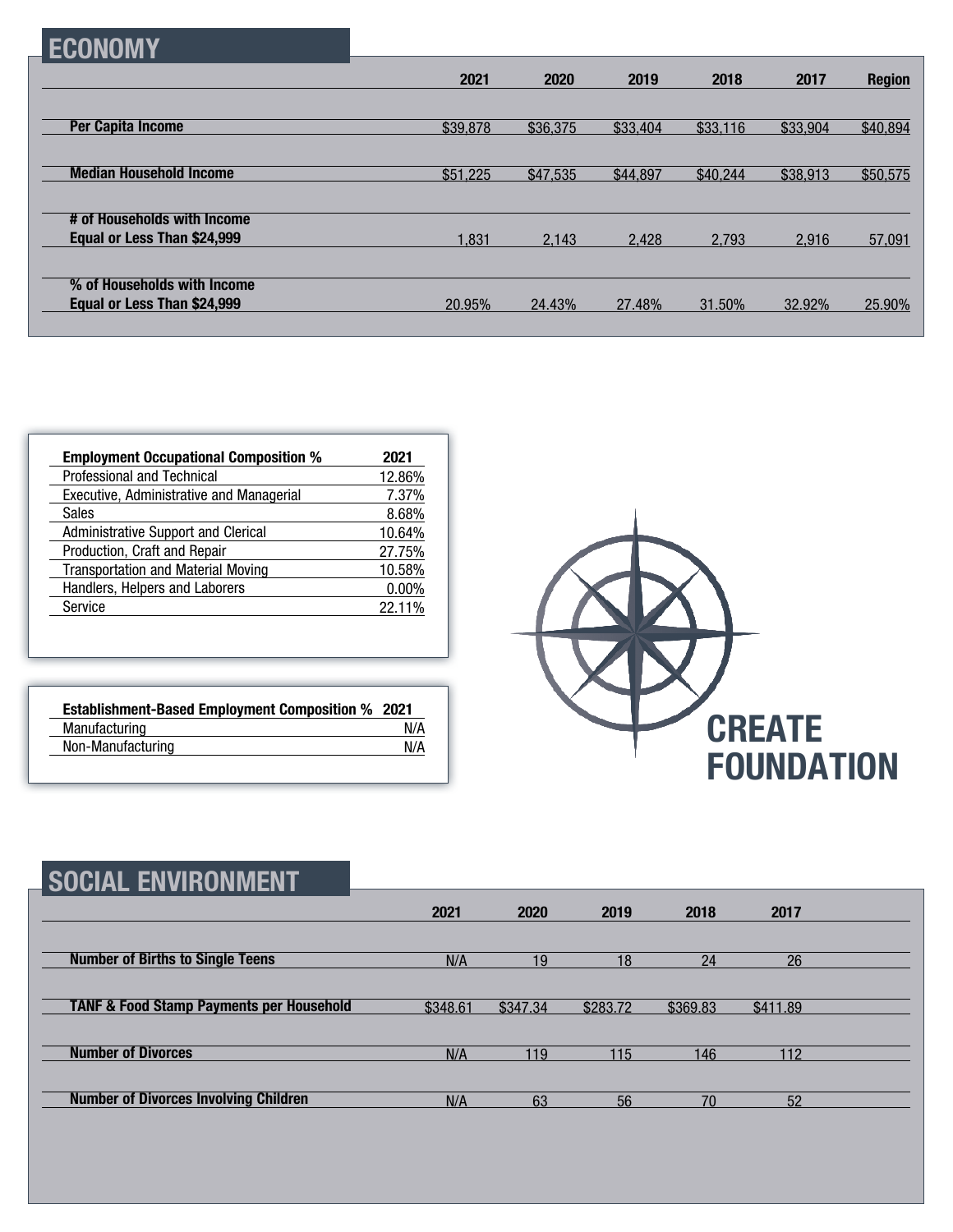## ECONOMY

| | 2021 | 2020 | 2019 | 2018 | 2017 | Region |
|---|---|---|---|---|---|---|
| **Per Capita Income** | $39,878 | $36,375 | $33,404 | $33,116 | $33,904 | $40,894 |
| **Median Household Income** | $51,225 | $47,535 | $44,897 | $40,244 | $38,913 | $50,575 |
| **# of Households with Income Equal or Less Than $24,999** | 1,831 | 2,143 | 2,428 | 2,793 | 2,916 | 57,091 |
| **% of Households with Income Equal or Less Than $24,999** | 20.95% | 24.43% | 27.48% | 31.50% | 32.92% | 25.90% |

| Employment Occupational Composition % | 2021 |
|---|---|
| Professional and Technical | 12.86% |
| Executive, Administrative and Managerial | 7.37% |
| Sales | 8.68% |
| Administrative Support and Clerical | 10.64% |
| Production, Craft and Repair | 27.75% |
| Transportation and Material Moving | 10.58% |
| Handlers, Helpers and Laborers | 0.00% |
| Service | 22.11% |

| Establishment-Based Employment Composition % | 2021 |
|---|---|
| Manufacturing | N/A |
| Non-Manufacturing | N/A |

**CREATE FOUNDATION**

## SOCIAL ENVIRONMENT

| | 2021 | 2020 | 2019 | 2018 | 2017 |
|---|---|---|---|---|---|
| **Number of Births to Single Teens** | N/A | 19 | 18 | 24 | 26 |
| **TANF & Food Stamp Payments per Household** | $348.61 | $347.34 | $283.72 | $369.83 | $411.89 |
| **Number of Divorces** | N/A | 119 | 115 | 146 | 112 |
| **Number of Divorces Involving Children** | N/A | 63 | 56 | 70 | 52 |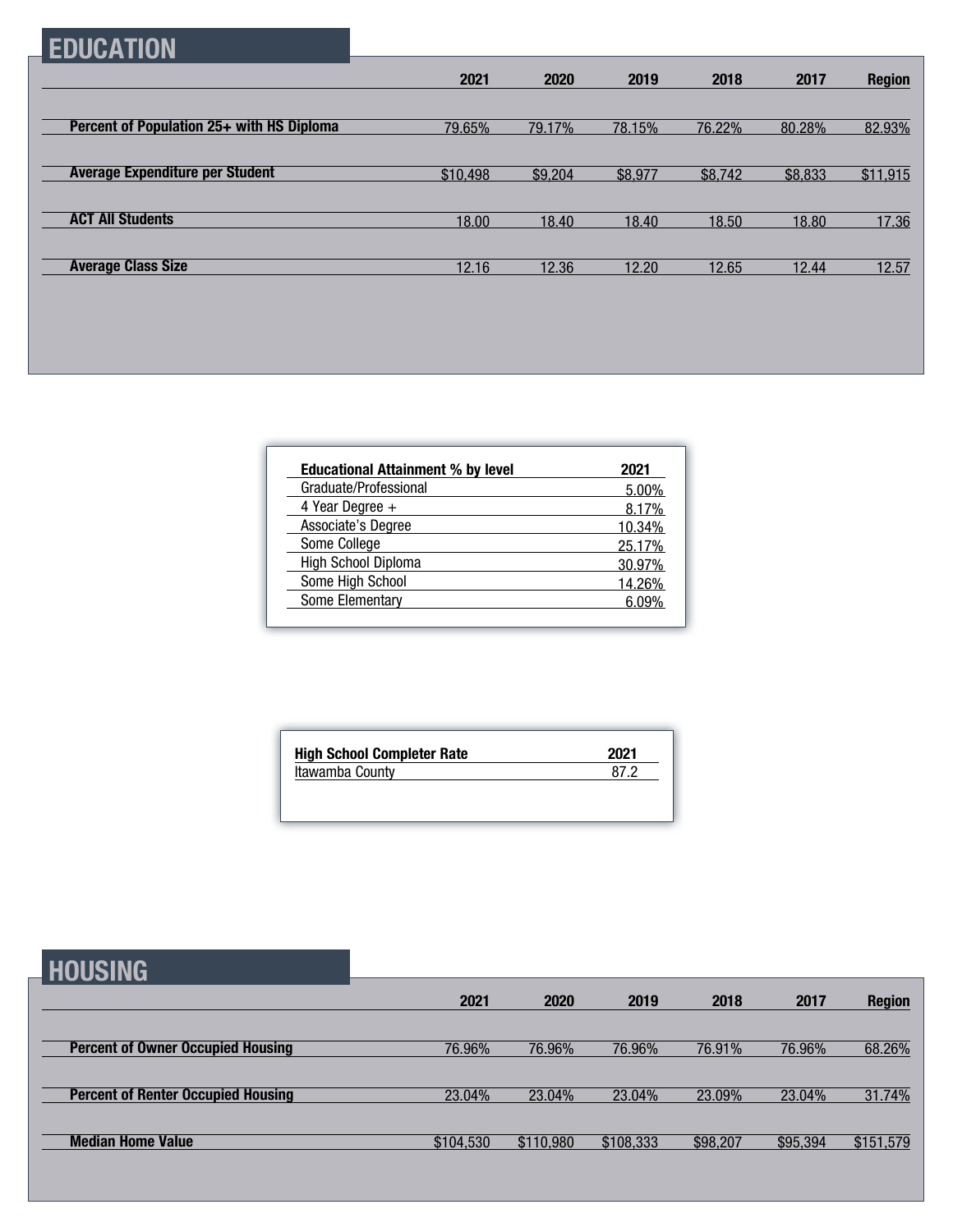## EDUCATION

| | 2021 | 2020 | 2019 | 2018 | 2017 | Region |
|---|---|---|---|---|---|---|
| **Percent of Population 25+ with HS Diploma** | 79.65% | 79.17% | 78.15% | 76.22% | 80.28% | 82.93% |
| **Average Expenditure per Student** | $10,498 | $9,204 | $8,977 | $8,742 | $8,833 | $11,915 |
| **ACT All Students** | 18.00 | 18.40 | 18.40 | 18.50 | 18.80 | 17.36 |
| **Average Class Size** | 12.16 | 12.36 | 12.20 | 12.65 | 12.44 | 12.57 |

| Educational Attainment % by level | 2021 |
|---|---|
| Graduate/Professional | 5.00% |
| 4 Year Degree + | 8.17% |
| Associate's Degree | 10.34% |
| Some College | 25.17% |
| High School Diploma | 30.97% |
| Some High School | 14.26% |
| Some Elementary | 6.09% |

| High School Completer Rate | 2021 |
|---|---|
| Itawamba County | 87.2 |

## HOUSING

| | 2021 | 2020 | 2019 | 2018 | 2017 | Region |
|---|---|---|---|---|---|---|
| **Percent of Owner Occupied Housing** | 76.96% | 76.96% | 76.96% | 76.91% | 76.96% | 68.26% |
| **Percent of Renter Occupied Housing** | 23.04% | 23.04% | 23.04% | 23.09% | 23.04% | 31.74% |
| **Median Home Value** | $104,530 | $110,980 | $108,333 | $98,207 | $95,394 | $151,579 |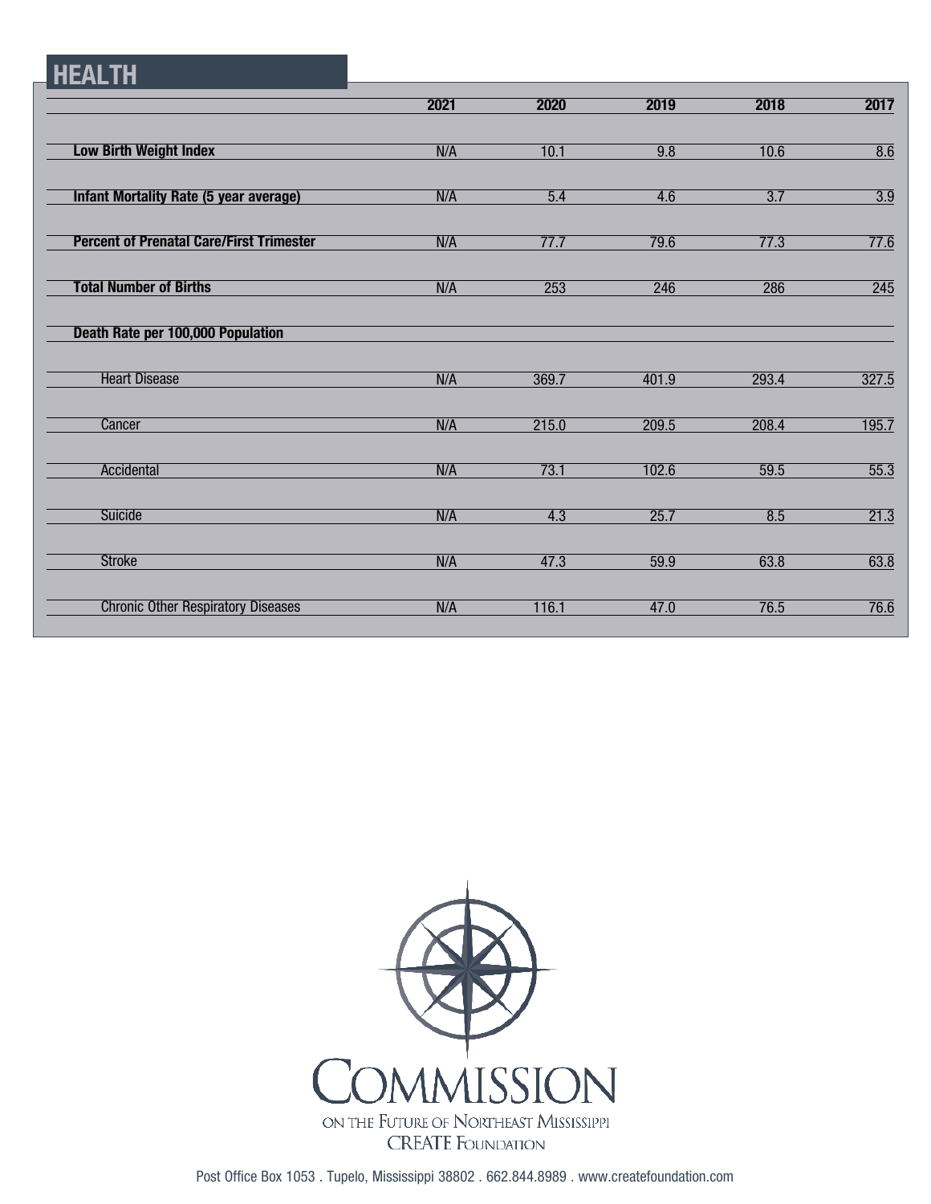## HEALTH

| | 2021 | 2020 | 2019 | 2018 | 2017 |
|---|---|---|---|---|---|
| **Low Birth Weight Index** | N/A | 10.1 | 9.8 | 10.6 | 8.6 |
| **Infant Mortality Rate (5 year average)** | N/A | 5.4 | 4.6 | 3.7 | 3.9 |
| **Percent of Prenatal Care/First Trimester** | N/A | 77.7 | 79.6 | 77.3 | 77.6 |
| **Total Number of Births** | N/A | 253 | 246 | 286 | 245 |
| **Death Rate per 100,000 Population** | | | | | |
| Heart Disease | N/A | 369.7 | 401.9 | 293.4 | 327.5 |
| Cancer | N/A | 215.0 | 209.5 | 208.4 | 195.7 |
| Accidental | N/A | 73.1 | 102.6 | 59.5 | 55.3 |
| Suicide | N/A | 4.3 | 25.7 | 8.5 | 21.3 |
| Stroke | N/A | 47.3 | 59.9 | 63.8 | 63.8 |
| Chronic Other Respiratory Diseases | N/A | 116.1 | 47.0 | 76.5 | 76.6 |

COMMISSION
ON THE FUTURE OF NORTHEAST MISSISSIPPI
CREATE FOUNDATION

Post Office Box 1053 . Tupelo, Mississippi 38802 . 662.844.8989 . www.createfoundation.com